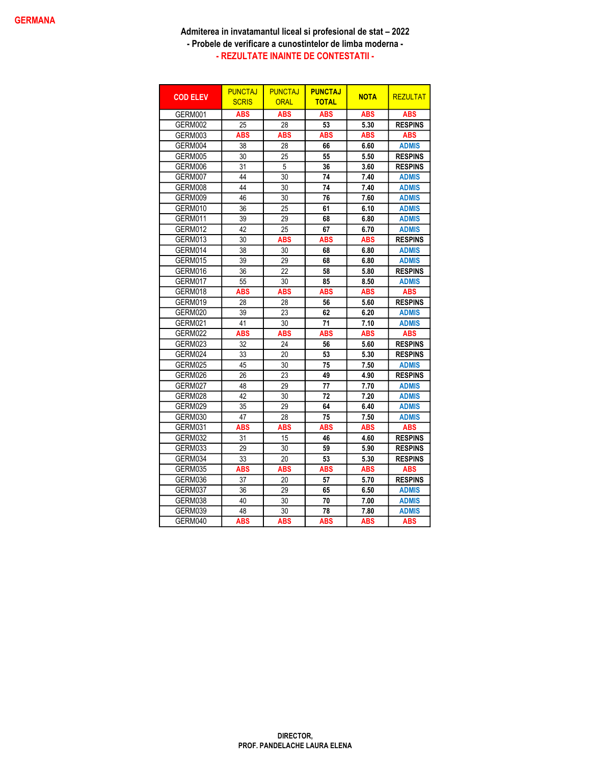GERMANA

## Admiterea in invatamantul liceal si profesional de stat – 2022

### - Probele de verificare a cunostintelor de limba moderna -

### - REZULTATE INAINTE DE CONTESTATII -

| COD ELEV | PUNCTAJ SCRIS | PUNCTAJ ORAL | PUNCTAJ TOTAL | NOTA | REZULTAT |
|---|---|---|---|---|---|
| GERM001 | ABS | ABS | ABS | ABS | ABS |
| GERM002 | 25 | 28 | 53 | 5.30 | RESPINS |
| GERM003 | ABS | ABS | ABS | ABS | ABS |
| GERM004 | 38 | 28 | 66 | 6.60 | ADMIS |
| GERM005 | 30 | 25 | 55 | 5.50 | RESPINS |
| GERM006 | 31 | 5 | 36 | 3.60 | RESPINS |
| GERM007 | 44 | 30 | 74 | 7.40 | ADMIS |
| GERM008 | 44 | 30 | 74 | 7.40 | ADMIS |
| GERM009 | 46 | 30 | 76 | 7.60 | ADMIS |
| GERM010 | 36 | 25 | 61 | 6.10 | ADMIS |
| GERM011 | 39 | 29 | 68 | 6.80 | ADMIS |
| GERM012 | 42 | 25 | 67 | 6.70 | ADMIS |
| GERM013 | 30 | ABS | ABS | ABS | RESPINS |
| GERM014 | 38 | 30 | 68 | 6.80 | ADMIS |
| GERM015 | 39 | 29 | 68 | 6.80 | ADMIS |
| GERM016 | 36 | 22 | 58 | 5.80 | RESPINS |
| GERM017 | 55 | 30 | 85 | 8.50 | ADMIS |
| GERM018 | ABS | ABS | ABS | ABS | ABS |
| GERM019 | 28 | 28 | 56 | 5.60 | RESPINS |
| GERM020 | 39 | 23 | 62 | 6.20 | ADMIS |
| GERM021 | 41 | 30 | 71 | 7.10 | ADMIS |
| GERM022 | ABS | ABS | ABS | ABS | ABS |
| GERM023 | 32 | 24 | 56 | 5.60 | RESPINS |
| GERM024 | 33 | 20 | 53 | 5.30 | RESPINS |
| GERM025 | 45 | 30 | 75 | 7.50 | ADMIS |
| GERM026 | 26 | 23 | 49 | 4.90 | RESPINS |
| GERM027 | 48 | 29 | 77 | 7.70 | ADMIS |
| GERM028 | 42 | 30 | 72 | 7.20 | ADMIS |
| GERM029 | 35 | 29 | 64 | 6.40 | ADMIS |
| GERM030 | 47 | 28 | 75 | 7.50 | ADMIS |
| GERM031 | ABS | ABS | ABS | ABS | ABS |
| GERM032 | 31 | 15 | 46 | 4.60 | RESPINS |
| GERM033 | 29 | 30 | 59 | 5.90 | RESPINS |
| GERM034 | 33 | 20 | 53 | 5.30 | RESPINS |
| GERM035 | ABS | ABS | ABS | ABS | ABS |
| GERM036 | 37 | 20 | 57 | 5.70 | RESPINS |
| GERM037 | 36 | 29 | 65 | 6.50 | ADMIS |
| GERM038 | 40 | 30 | 70 | 7.00 | ADMIS |
| GERM039 | 48 | 30 | 78 | 7.80 | ADMIS |
| GERM040 | ABS | ABS | ABS | ABS | ABS |

**DIRECTOR,**
**PROF. PANDELACHE LAURA ELENA**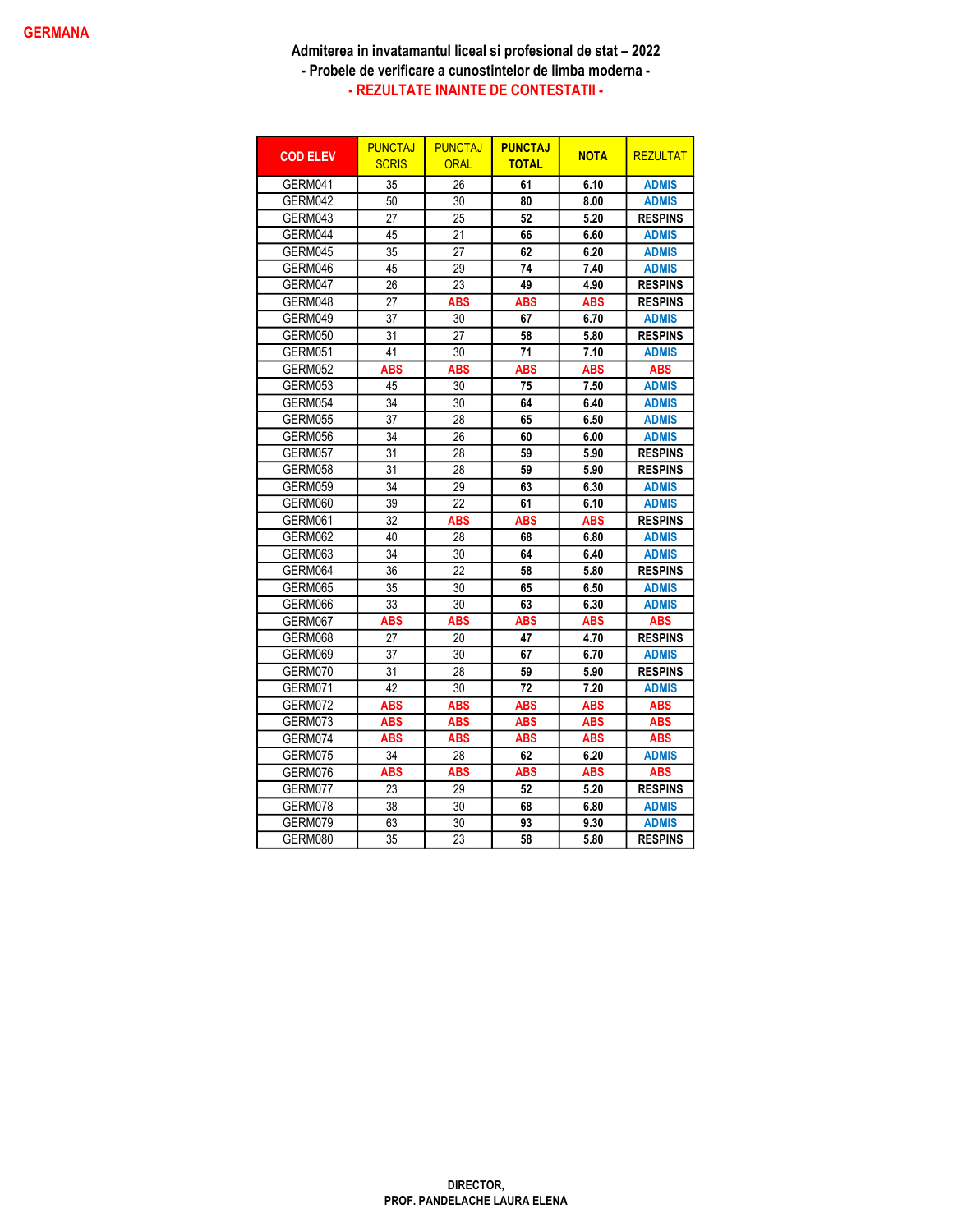GERMANA

**Admiterea in invatamantul liceal si profesional de stat – 2022**
**- Probele de verificare a cunostintelor de limba moderna -**
**- REZULTATE INAINTE DE CONTESTATII -**

| COD ELEV | PUNCTAJ SCRIS | PUNCTAJ ORAL | PUNCTAJ TOTAL | NOTA | REZULTAT |
|---|---|---|---|---|---|
| GERM041 | 35 | 26 | 61 | 6.10 | ADMIS |
| GERM042 | 50 | 30 | 80 | 8.00 | ADMIS |
| GERM043 | 27 | 25 | 52 | 5.20 | RESPINS |
| GERM044 | 45 | 21 | 66 | 6.60 | ADMIS |
| GERM045 | 35 | 27 | 62 | 6.20 | ADMIS |
| GERM046 | 45 | 29 | 74 | 7.40 | ADMIS |
| GERM047 | 26 | 23 | 49 | 4.90 | RESPINS |
| GERM048 | 27 | ABS | ABS | ABS | RESPINS |
| GERM049 | 37 | 30 | 67 | 6.70 | ADMIS |
| GERM050 | 31 | 27 | 58 | 5.80 | RESPINS |
| GERM051 | 41 | 30 | 71 | 7.10 | ADMIS |
| GERM052 | ABS | ABS | ABS | ABS | ABS |
| GERM053 | 45 | 30 | 75 | 7.50 | ADMIS |
| GERM054 | 34 | 30 | 64 | 6.40 | ADMIS |
| GERM055 | 37 | 28 | 65 | 6.50 | ADMIS |
| GERM056 | 34 | 26 | 60 | 6.00 | ADMIS |
| GERM057 | 31 | 28 | 59 | 5.90 | RESPINS |
| GERM058 | 31 | 28 | 59 | 5.90 | RESPINS |
| GERM059 | 34 | 29 | 63 | 6.30 | ADMIS |
| GERM060 | 39 | 22 | 61 | 6.10 | ADMIS |
| GERM061 | 32 | ABS | ABS | ABS | RESPINS |
| GERM062 | 40 | 28 | 68 | 6.80 | ADMIS |
| GERM063 | 34 | 30 | 64 | 6.40 | ADMIS |
| GERM064 | 36 | 22 | 58 | 5.80 | RESPINS |
| GERM065 | 35 | 30 | 65 | 6.50 | ADMIS |
| GERM066 | 33 | 30 | 63 | 6.30 | ADMIS |
| GERM067 | ABS | ABS | ABS | ABS | ABS |
| GERM068 | 27 | 20 | 47 | 4.70 | RESPINS |
| GERM069 | 37 | 30 | 67 | 6.70 | ADMIS |
| GERM070 | 31 | 28 | 59 | 5.90 | RESPINS |
| GERM071 | 42 | 30 | 72 | 7.20 | ADMIS |
| GERM072 | ABS | ABS | ABS | ABS | ABS |
| GERM073 | ABS | ABS | ABS | ABS | ABS |
| GERM074 | ABS | ABS | ABS | ABS | ABS |
| GERM075 | 34 | 28 | 62 | 6.20 | ADMIS |
| GERM076 | ABS | ABS | ABS | ABS | ABS |
| GERM077 | 23 | 29 | 52 | 5.20 | RESPINS |
| GERM078 | 38 | 30 | 68 | 6.80 | ADMIS |
| GERM079 | 63 | 30 | 93 | 9.30 | ADMIS |
| GERM080 | 35 | 23 | 58 | 5.80 | RESPINS |

**DIRECTOR,**
**PROF. PANDELACHE LAURA ELENA**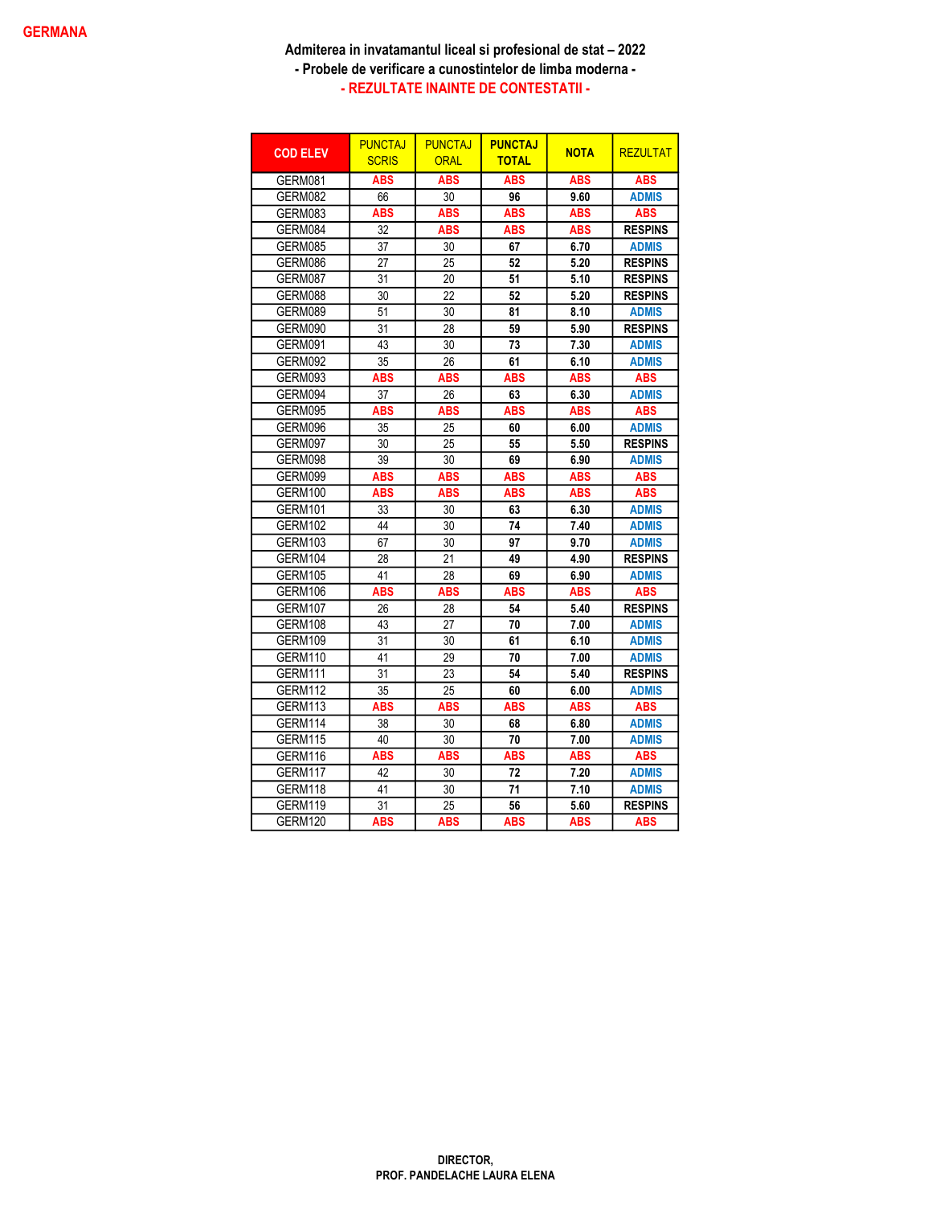GERMANA

**Admiterea in invatamantul liceal si profesional de stat – 2022**
**- Probele de verificare a cunostintelor de limba moderna -**
**- REZULTATE INAINTE DE CONTESTATII -**

| COD ELEV | PUNCTAJ SCRIS | PUNCTAJ ORAL | PUNCTAJ TOTAL | NOTA | REZULTAT |
|---|---|---|---|---|---|
| GERM081 | ABS | ABS | ABS | ABS | ABS |
| GERM082 | 66 | 30 | 96 | 9.60 | ADMIS |
| GERM083 | ABS | ABS | ABS | ABS | ABS |
| GERM084 | 32 | ABS | ABS | ABS | RESPINS |
| GERM085 | 37 | 30 | 67 | 6.70 | ADMIS |
| GERM086 | 27 | 25 | 52 | 5.20 | RESPINS |
| GERM087 | 31 | 20 | 51 | 5.10 | RESPINS |
| GERM088 | 30 | 22 | 52 | 5.20 | RESPINS |
| GERM089 | 51 | 30 | 81 | 8.10 | ADMIS |
| GERM090 | 31 | 28 | 59 | 5.90 | RESPINS |
| GERM091 | 43 | 30 | 73 | 7.30 | ADMIS |
| GERM092 | 35 | 26 | 61 | 6.10 | ADMIS |
| GERM093 | ABS | ABS | ABS | ABS | ABS |
| GERM094 | 37 | 26 | 63 | 6.30 | ADMIS |
| GERM095 | ABS | ABS | ABS | ABS | ABS |
| GERM096 | 35 | 25 | 60 | 6.00 | ADMIS |
| GERM097 | 30 | 25 | 55 | 5.50 | RESPINS |
| GERM098 | 39 | 30 | 69 | 6.90 | ADMIS |
| GERM099 | ABS | ABS | ABS | ABS | ABS |
| GERM100 | ABS | ABS | ABS | ABS | ABS |
| GERM101 | 33 | 30 | 63 | 6.30 | ADMIS |
| GERM102 | 44 | 30 | 74 | 7.40 | ADMIS |
| GERM103 | 67 | 30 | 97 | 9.70 | ADMIS |
| GERM104 | 28 | 21 | 49 | 4.90 | RESPINS |
| GERM105 | 41 | 28 | 69 | 6.90 | ADMIS |
| GERM106 | ABS | ABS | ABS | ABS | ABS |
| GERM107 | 26 | 28 | 54 | 5.40 | RESPINS |
| GERM108 | 43 | 27 | 70 | 7.00 | ADMIS |
| GERM109 | 31 | 30 | 61 | 6.10 | ADMIS |
| GERM110 | 41 | 29 | 70 | 7.00 | ADMIS |
| GERM111 | 31 | 23 | 54 | 5.40 | RESPINS |
| GERM112 | 35 | 25 | 60 | 6.00 | ADMIS |
| GERM113 | ABS | ABS | ABS | ABS | ABS |
| GERM114 | 38 | 30 | 68 | 6.80 | ADMIS |
| GERM115 | 40 | 30 | 70 | 7.00 | ADMIS |
| GERM116 | ABS | ABS | ABS | ABS | ABS |
| GERM117 | 42 | 30 | 72 | 7.20 | ADMIS |
| GERM118 | 41 | 30 | 71 | 7.10 | ADMIS |
| GERM119 | 31 | 25 | 56 | 5.60 | RESPINS |
| GERM120 | ABS | ABS | ABS | ABS | ABS |

**DIRECTOR,**
**PROF. PANDELACHE LAURA ELENA**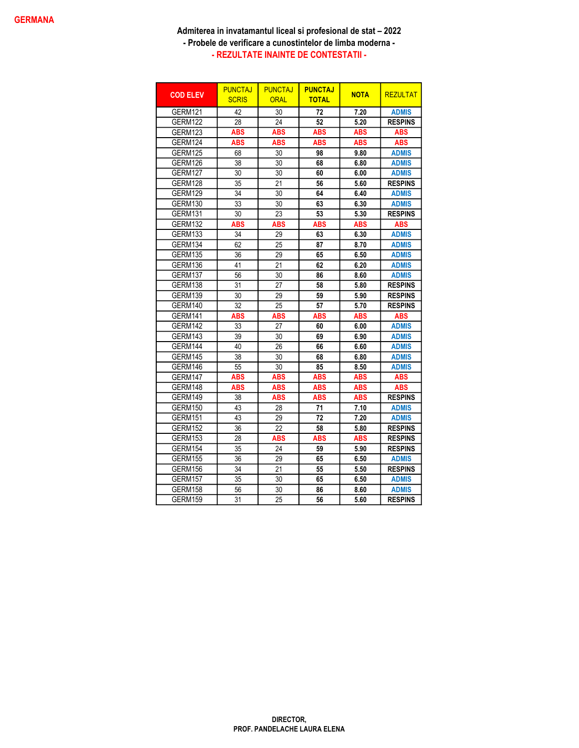GERMANA

**Admiterea in invatamantul liceal si profesional de stat – 2022**
**- Probele de verificare a cunostintelor de limba moderna -**
**- REZULTATE INAINTE DE CONTESTATII -**

| COD ELEV | PUNCTAJ SCRIS | PUNCTAJ ORAL | PUNCTAJ TOTAL | NOTA | REZULTAT |
|---|---|---|---|---|---|
| GERM121 | 42 | 30 | 72 | 7.20 | ADMIS |
| GERM122 | 28 | 24 | 52 | 5.20 | RESPINS |
| GERM123 | ABS | ABS | ABS | ABS | ABS |
| GERM124 | ABS | ABS | ABS | ABS | ABS |
| GERM125 | 68 | 30 | 98 | 9.80 | ADMIS |
| GERM126 | 38 | 30 | 68 | 6.80 | ADMIS |
| GERM127 | 30 | 30 | 60 | 6.00 | ADMIS |
| GERM128 | 35 | 21 | 56 | 5.60 | RESPINS |
| GERM129 | 34 | 30 | 64 | 6.40 | ADMIS |
| GERM130 | 33 | 30 | 63 | 6.30 | ADMIS |
| GERM131 | 30 | 23 | 53 | 5.30 | RESPINS |
| GERM132 | ABS | ABS | ABS | ABS | ABS |
| GERM133 | 34 | 29 | 63 | 6.30 | ADMIS |
| GERM134 | 62 | 25 | 87 | 8.70 | ADMIS |
| GERM135 | 36 | 29 | 65 | 6.50 | ADMIS |
| GERM136 | 41 | 21 | 62 | 6.20 | ADMIS |
| GERM137 | 56 | 30 | 86 | 8.60 | ADMIS |
| GERM138 | 31 | 27 | 58 | 5.80 | RESPINS |
| GERM139 | 30 | 29 | 59 | 5.90 | RESPINS |
| GERM140 | 32 | 25 | 57 | 5.70 | RESPINS |
| GERM141 | ABS | ABS | ABS | ABS | ABS |
| GERM142 | 33 | 27 | 60 | 6.00 | ADMIS |
| GERM143 | 39 | 30 | 69 | 6.90 | ADMIS |
| GERM144 | 40 | 26 | 66 | 6.60 | ADMIS |
| GERM145 | 38 | 30 | 68 | 6.80 | ADMIS |
| GERM146 | 55 | 30 | 85 | 8.50 | ADMIS |
| GERM147 | ABS | ABS | ABS | ABS | ABS |
| GERM148 | ABS | ABS | ABS | ABS | ABS |
| GERM149 | 38 | ABS | ABS | ABS | RESPINS |
| GERM150 | 43 | 28 | 71 | 7.10 | ADMIS |
| GERM151 | 43 | 29 | 72 | 7.20 | ADMIS |
| GERM152 | 36 | 22 | 58 | 5.80 | RESPINS |
| GERM153 | 28 | ABS | ABS | ABS | RESPINS |
| GERM154 | 35 | 24 | 59 | 5.90 | RESPINS |
| GERM155 | 36 | 29 | 65 | 6.50 | ADMIS |
| GERM156 | 34 | 21 | 55 | 5.50 | RESPINS |
| GERM157 | 35 | 30 | 65 | 6.50 | ADMIS |
| GERM158 | 56 | 30 | 86 | 8.60 | ADMIS |
| GERM159 | 31 | 25 | 56 | 5.60 | RESPINS |

**DIRECTOR,**
**PROF. PANDELACHE LAURA ELENA**